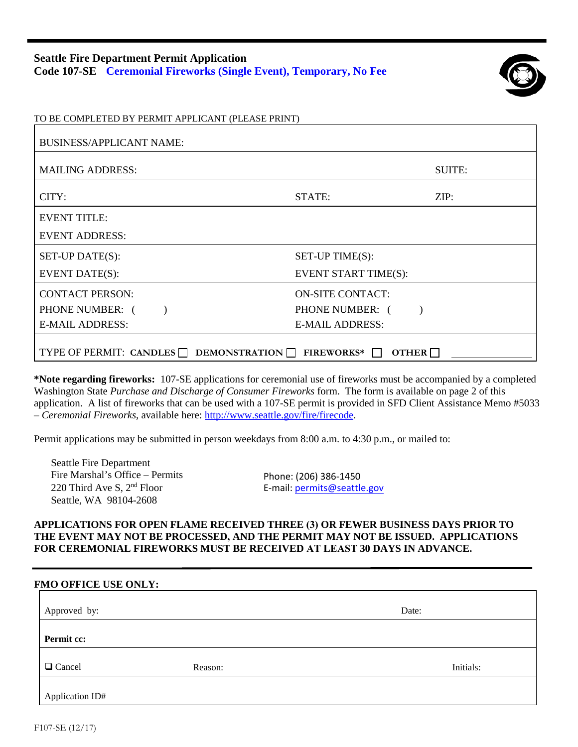**Seattle Fire Department Permit Application**
**Code 107-SE** **Ceremonial Fireworks (Single Event), Temporary, No Fee**

TO BE COMPLETED BY PERMIT APPLICANT (PLEASE PRINT)

| | | |
|---|---|---|
| BUSINESS/APPLICANT NAME: | | |
| MAILING ADDRESS: | | SUITE: |
| CITY: | STATE: | ZIP: |
| EVENT TITLE: | | |
| EVENT ADDRESS: | | |
| SET-UP DATE(S): | SET-UP TIME(S): | |
| EVENT DATE(S): | EVENT START TIME(S): | |
| CONTACT PERSON: | ON-SITE CONTACT: | |
| PHONE NUMBER: (      ) | PHONE NUMBER: (      ) | |
| E-MAIL ADDRESS: | E-MAIL ADDRESS: | |
| TYPE OF PERMIT: **CANDLES** ☐ **DEMONSTRATION** ☐ **FIREWORKS*** ☐ **OTHER** ☐ ____________ | | |

***Note regarding fireworks:** 107-SE applications for ceremonial use of fireworks must be accompanied by a completed Washington State *Purchase and Discharge of Consumer Fireworks* form. The form is available on page 2 of this application. A list of fireworks that can be used with a 107-SE permit is provided in SFD Client Assistance Memo #5033 – *Ceremonial Fireworks*, available here: http://www.seattle.gov/fire/firecode.

Permit applications may be submitted in person weekdays from 8:00 a.m. to 4:30 p.m., or mailed to:

Seattle Fire Department
Fire Marshal's Office – Permits
220 Third Ave S, 2nd Floor
Seattle, WA 98104-2608

Phone: (206) 386-1450
E-mail: permits@seattle.gov

**APPLICATIONS FOR OPEN FLAME RECEIVED THREE (3) OR FEWER BUSINESS DAYS PRIOR TO THE EVENT MAY NOT BE PROCESSED, AND THE PERMIT MAY NOT BE ISSUED. APPLICATIONS FOR CEREMONIAL FIREWORKS MUST BE RECEIVED AT LEAST 30 DAYS IN ADVANCE.**

**FMO OFFICE USE ONLY:**

| | | |
|---|---|---|
| Approved by: | | Date: |
| **Permit cc:** | | |
| ☐ Cancel | Reason: | Initials: |
| Application ID# | | |

F107-SE (12/17)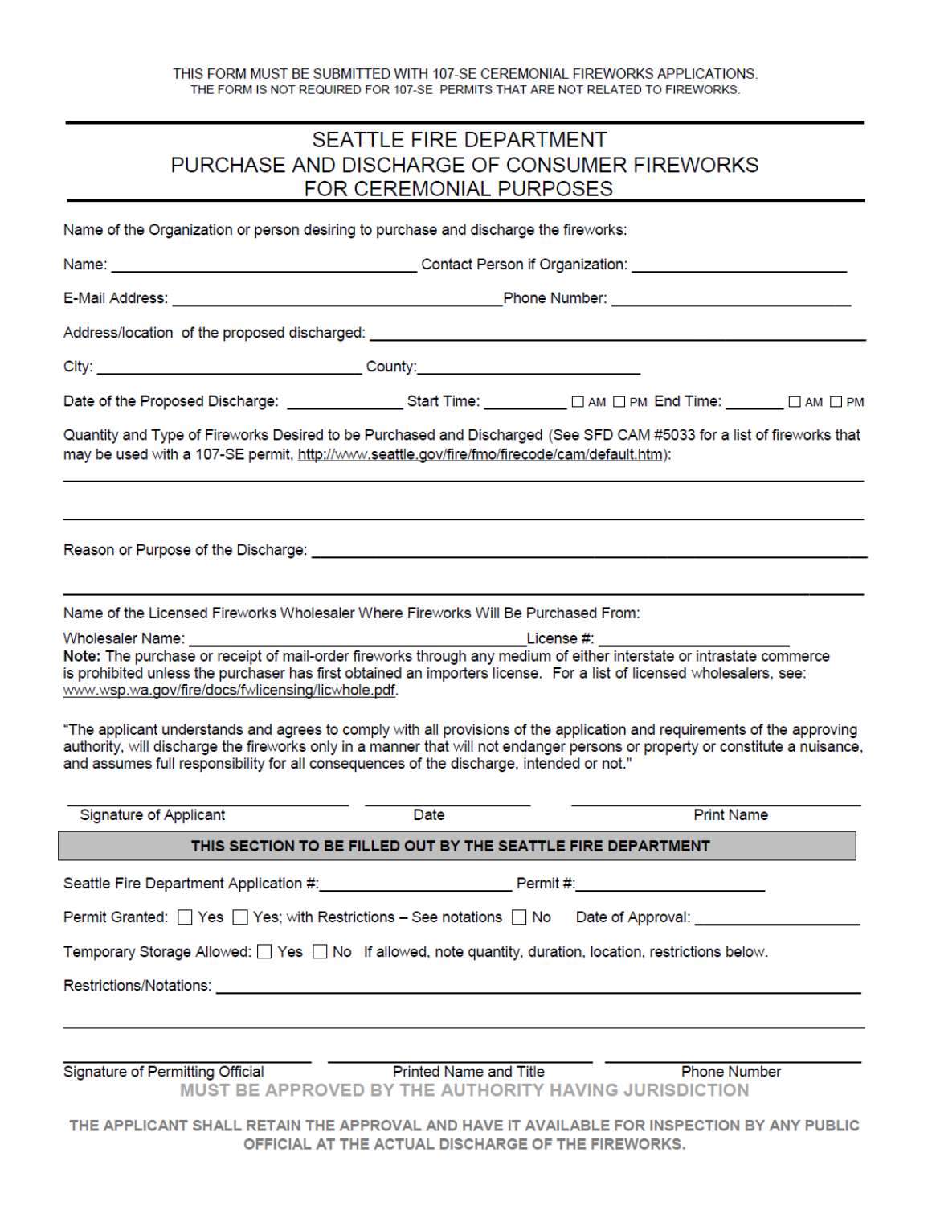THIS FORM MUST BE SUBMITTED WITH 107-SE CEREMONIAL FIREWORKS APPLICATIONS.
THE FORM IS NOT REQUIRED FOR 107-SE PERMITS THAT ARE NOT RELATED TO FIREWORKS.

# SEATTLE FIRE DEPARTMENT
# PURCHASE AND DISCHARGE OF CONSUMER FIREWORKS FOR CEREMONIAL PURPOSES

Name of the Organization or person desiring to purchase and discharge the fireworks:

Name: ______________________________ Contact Person if Organization: ______________________

E-Mail Address: ______________________________ Phone Number: ______________________

Address/location of the proposed discharged: ______________________________________________

City: ________________________ County: ________________________

Date of the Proposed Discharge: ____________ Start Time: __________ ☐ AM ☐ PM End Time: _______ ☐ AM ☐ PM

Quantity and Type of Fireworks Desired to be Purchased and Discharged (See SFD CAM #5033 for a list of fireworks that may be used with a 107-SE permit, http://www.seattle.gov/fire/fmo/firecode/cam/default.htm):

______________________________________________________________________________

______________________________________________________________________________

Reason or Purpose of the Discharge: ______________________________________________

______________________________________________________________________________

Name of the Licensed Fireworks Wholesaler Where Fireworks Will Be Purchased From:

Wholesaler Name: ______________________________ License #: ____________________

**Note:** The purchase or receipt of mail-order fireworks through any medium of either interstate or intrastate commerce is prohibited unless the purchaser has first obtained an importers license. For a list of licensed wholesalers, see: www.wsp.wa.gov/fire/docs/fwlicensing/licwhole.pdf.

"The applicant understands and agrees to comply with all provisions of the application and requirements of the approving authority, will discharge the fireworks only in a manner that will not endanger persons or property or constitute a nuisance, and assumes full responsibility for all consequences of the discharge, intended or not."

______________________ ______________ ______________________
Signature of Applicant Date Print Name

**THIS SECTION TO BE FILLED OUT BY THE SEATTLE FIRE DEPARTMENT**

Seattle Fire Department Application #: ____________________ Permit #: ____________________

Permit Granted: ☐ Yes ☐ Yes; with Restrictions – See notations ☐ No Date of Approval: ________________

Temporary Storage Allowed: ☐ Yes ☐ No If allowed, note quantity, duration, location, restrictions below.

Restrictions/Notations: ______________________________________________________________

______________________________________________________________________________

______________________ ______________________ ______________________
Signature of Permitting Official Printed Name and Title Phone Number

**MUST BE APPROVED BY THE AUTHORITY HAVING JURISDICTION**

**THE APPLICANT SHALL RETAIN THE APPROVAL AND HAVE IT AVAILABLE FOR INSPECTION BY ANY PUBLIC OFFICIAL AT THE ACTUAL DISCHARGE OF THE FIREWORKS.**